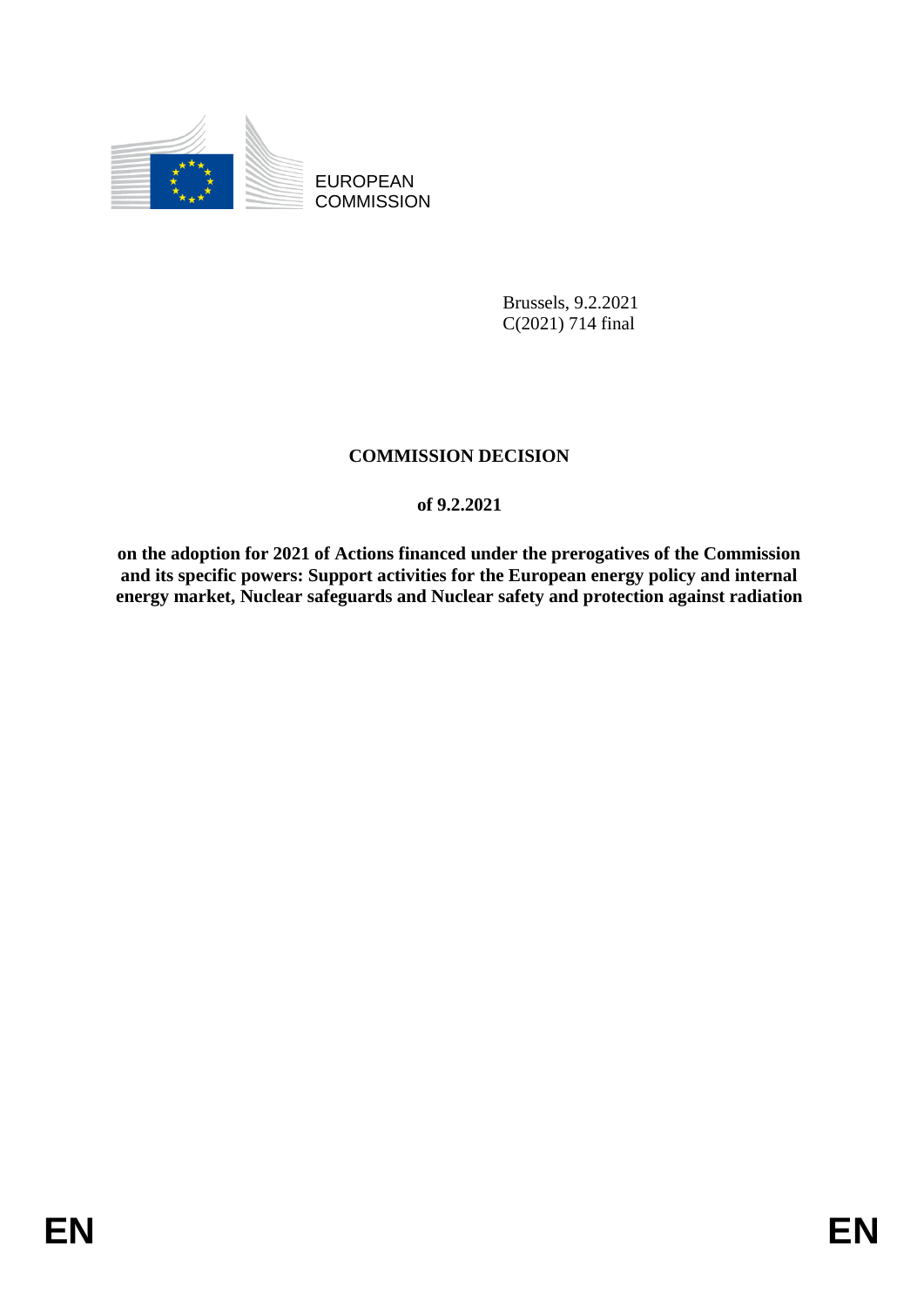EUROPEAN COMMISSION

Brussels, 9.2.2021
C(2021) 714 final

# COMMISSION DECISION

**of 9.2.2021**

**on the adoption for 2021 of Actions financed under the prerogatives of the Commission and its specific powers: Support activities for the European energy policy and internal energy market, Nuclear safeguards and Nuclear safety and protection against radiation**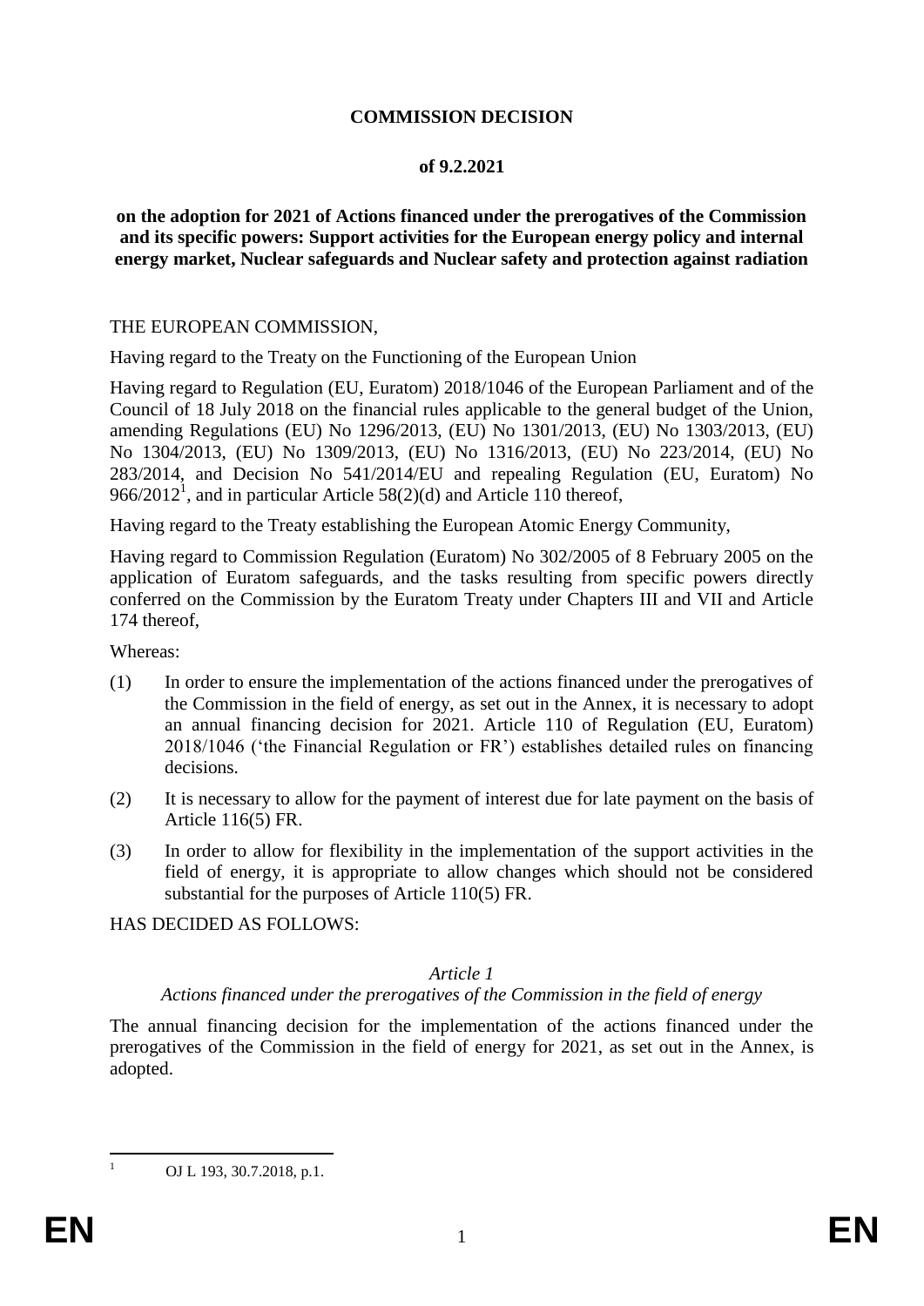**COMMISSION DECISION**

**of 9.2.2021**

**on the adoption for 2021 of Actions financed under the prerogatives of the Commission and its specific powers: Support activities for the European energy policy and internal energy market, Nuclear safeguards and Nuclear safety and protection against radiation**

THE EUROPEAN COMMISSION,

Having regard to the Treaty on the Functioning of the European Union

Having regard to Regulation (EU, Euratom) 2018/1046 of the European Parliament and of the Council of 18 July 2018 on the financial rules applicable to the general budget of the Union, amending Regulations (EU) No 1296/2013, (EU) No 1301/2013, (EU) No 1303/2013, (EU) No 1304/2013, (EU) No 1309/2013, (EU) No 1316/2013, (EU) No 223/2014, (EU) No 283/2014, and Decision No 541/2014/EU and repealing Regulation (EU, Euratom) No 966/2012[1], and in particular Article 58(2)(d) and Article 110 thereof,

Having regard to the Treaty establishing the European Atomic Energy Community,

Having regard to Commission Regulation (Euratom) No 302/2005 of 8 February 2005 on the application of Euratom safeguards, and the tasks resulting from specific powers directly conferred on the Commission by the Euratom Treaty under Chapters III and VII and Article 174 thereof,

Whereas:

(1) In order to ensure the implementation of the actions financed under the prerogatives of the Commission in the field of energy, as set out in the Annex, it is necessary to adopt an annual financing decision for 2021. Article 110 of Regulation (EU, Euratom) 2018/1046 ('the Financial Regulation or FR') establishes detailed rules on financing decisions.

(2) It is necessary to allow for the payment of interest due for late payment on the basis of Article 116(5) FR.

(3) In order to allow for flexibility in the implementation of the support activities in the field of energy, it is appropriate to allow changes which should not be considered substantial for the purposes of Article 110(5) FR.

HAS DECIDED AS FOLLOWS:

*Article 1*

*Actions financed under the prerogatives of the Commission in the field of energy*

The annual financing decision for the implementation of the actions financed under the prerogatives of the Commission in the field of energy for 2021, as set out in the Annex, is adopted.

---

[1] OJ L 193, 30.7.2018, p.1.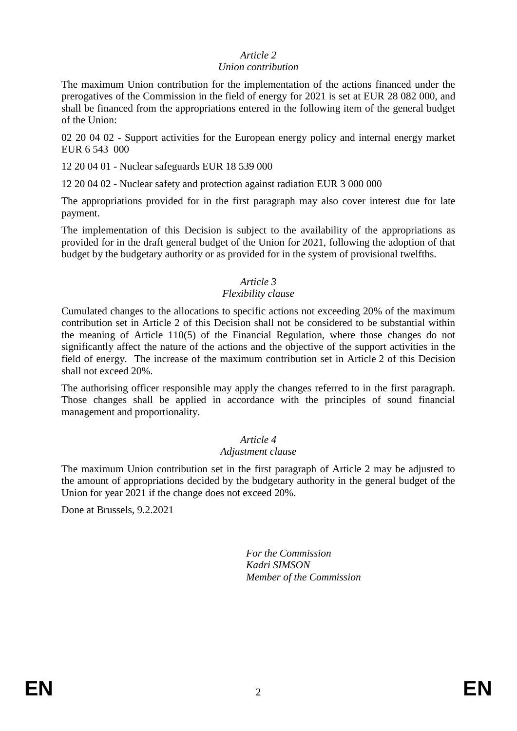*Article 2*
*Union contribution*

The maximum Union contribution for the implementation of the actions financed under the prerogatives of the Commission in the field of energy for 2021 is set at EUR 28 082 000, and shall be financed from the appropriations entered in the following item of the general budget of the Union:

02 20 04 02 - Support activities for the European energy policy and internal energy market EUR 6 543 000

12 20 04 01 - Nuclear safeguards EUR 18 539 000

12 20 04 02 - Nuclear safety and protection against radiation EUR 3 000 000

The appropriations provided for in the first paragraph may also cover interest due for late payment.

The implementation of this Decision is subject to the availability of the appropriations as provided for in the draft general budget of the Union for 2021, following the adoption of that budget by the budgetary authority or as provided for in the system of provisional twelfths.

*Article 3*
*Flexibility clause*

Cumulated changes to the allocations to specific actions not exceeding 20% of the maximum contribution set in Article 2 of this Decision shall not be considered to be substantial within the meaning of Article 110(5) of the Financial Regulation, where those changes do not significantly affect the nature of the actions and the objective of the support activities in the field of energy. The increase of the maximum contribution set in Article 2 of this Decision shall not exceed 20%.

The authorising officer responsible may apply the changes referred to in the first paragraph. Those changes shall be applied in accordance with the principles of sound financial management and proportionality.

*Article 4*
*Adjustment clause*

The maximum Union contribution set in the first paragraph of Article 2 may be adjusted to the amount of appropriations decided by the budgetary authority in the general budget of the Union for year 2021 if the change does not exceed 20%.

Done at Brussels, 9.2.2021

*For the Commission*
*Kadri SIMSON*
*Member of the Commission*